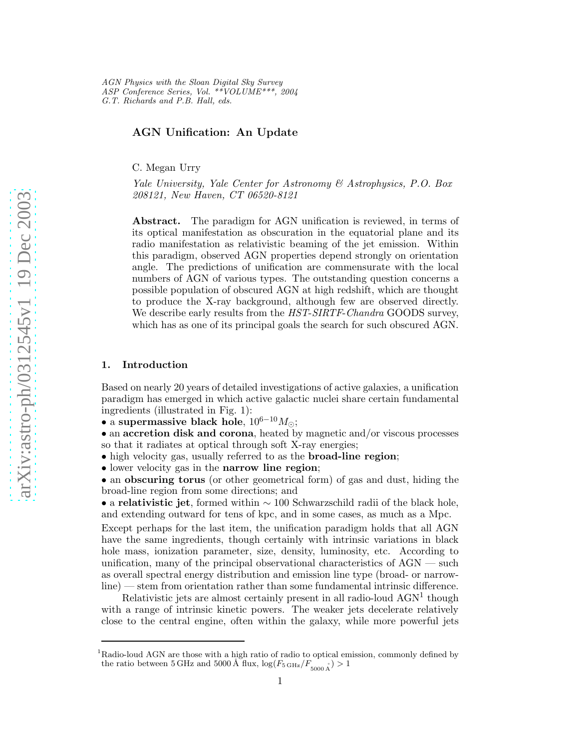*AGN Physics with the Sloan Digital Sky Survey*
*ASP Conference Series, Vol. **VOLUME***, 2004*
*G.T. Richards and P.B. Hall, eds.*

# AGN Unification: An Update

C. Megan Urry

*Yale University, Yale Center for Astronomy & Astrophysics, P.O. Box 208121, New Haven, CT 06520-8121*

**Abstract.** The paradigm for AGN unification is reviewed, in terms of its optical manifestation as obscuration in the equatorial plane and its radio manifestation as relativistic beaming of the jet emission. Within this paradigm, observed AGN properties depend strongly on orientation angle. The predictions of unification are commensurate with the local numbers of AGN of various types. The outstanding question concerns a possible population of obscured AGN at high redshift, which are thought to produce the X-ray background, although few are observed directly. We describe early results from the *HST-SIRTF-Chandra* GOODS survey, which has as one of its principal goals the search for such obscured AGN.

## 1. Introduction

Based on nearly 20 years of detailed investigations of active galaxies, a unification paradigm has emerged in which active galactic nuclei share certain fundamental ingredients (illustrated in Fig. 1):

- a **supermassive black hole**, $10^{6-10} M_{\odot}$;
- an **accretion disk and corona**, heated by magnetic and/or viscous processes so that it radiates at optical through soft X-ray energies;
- high velocity gas, usually referred to as the **broad-line region**;
- lower velocity gas in the **narrow line region**;
- an **obscuring torus** (or other geometrical form) of gas and dust, hiding the broad-line region from some directions; and
- a **relativistic jet**, formed within $\sim 100$ Schwarzschild radii of the black hole, and extending outward for tens of kpc, and in some cases, as much as a Mpc.

Except perhaps for the last item, the unification paradigm holds that all AGN have the same ingredients, though certainly with intrinsic variations in black hole mass, ionization parameter, size, density, luminosity, etc. According to unification, many of the principal observational characteristics of AGN — such as overall spectral energy distribution and emission line type (broad- or narrow-line) — stem from orientation rather than some fundamental intrinsic difference.

Relativistic jets are almost certainly present in all radio-loud AGN[1] though with a range of intrinsic kinetic powers. The weaker jets decelerate relatively close to the central engine, often within the galaxy, while more powerful jets

[1] Radio-loud AGN are those with a high ratio of radio to optical emission, commonly defined by the ratio between 5 GHz and 5000 Å flux, $\log(F_{5\,\mathrm{GHz}}/F_{5000\,\mathrm{\AA}}) > 1$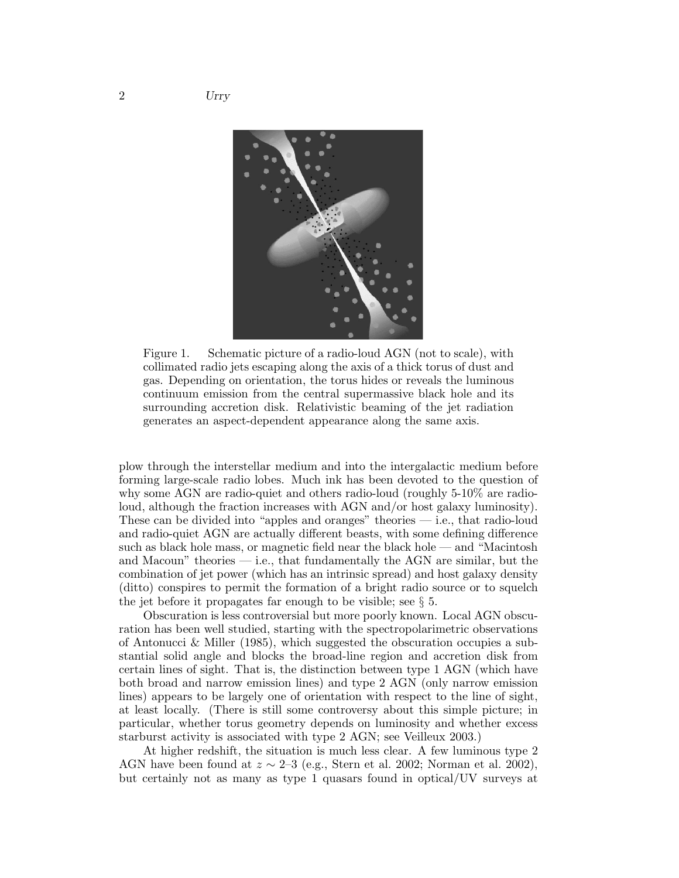Figure 1. Schematic picture of a radio-loud AGN (not to scale), with collimated radio jets escaping along the axis of a thick torus of dust and gas. Depending on orientation, the torus hides or reveals the luminous continuum emission from the central supermassive black hole and its surrounding accretion disk. Relativistic beaming of the jet radiation generates an aspect-dependent appearance along the same axis.

plow through the interstellar medium and into the intergalactic medium before forming large-scale radio lobes. Much ink has been devoted to the question of why some AGN are radio-quiet and others radio-loud (roughly 5-10% are radio-loud, although the fraction increases with AGN and/or host galaxy luminosity). These can be divided into "apples and oranges" theories — i.e., that radio-loud and radio-quiet AGN are actually different beasts, with some defining difference such as black hole mass, or magnetic field near the black hole — and "Macintosh and Macoun" theories — i.e., that fundamentally the AGN are similar, but the combination of jet power (which has an intrinsic spread) and host galaxy density (ditto) conspires to permit the formation of a bright radio source or to squelch the jet before it propagates far enough to be visible; see § 5.

Obscuration is less controversial but more poorly known. Local AGN obscuration has been well studied, starting with the spectropolarimetric observations of Antonucci & Miller (1985), which suggested the obscuration occupies a substantial solid angle and blocks the broad-line region and accretion disk from certain lines of sight. That is, the distinction between type 1 AGN (which have both broad and narrow emission lines) and type 2 AGN (only narrow emission lines) appears to be largely one of orientation with respect to the line of sight, at least locally. (There is still some controversy about this simple picture; in particular, whether torus geometry depends on luminosity and whether excess starburst activity is associated with type 2 AGN; see Veilleux 2003.)

At higher redshift, the situation is much less clear. A few luminous type 2 AGN have been found at $z \sim 2$–3 (e.g., Stern et al. 2002; Norman et al. 2002), but certainly not as many as type 1 quasars found in optical/UV surveys at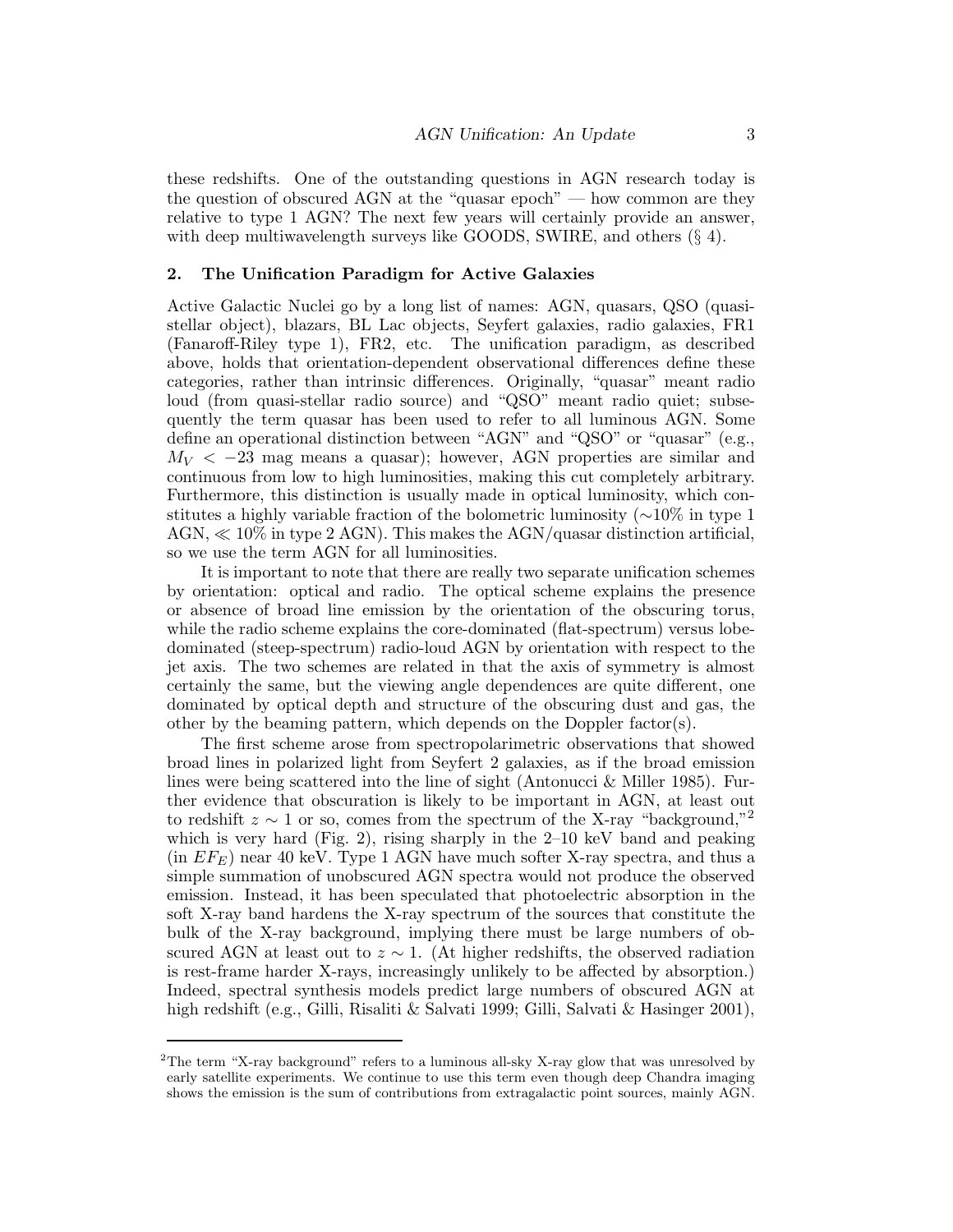these redshifts. One of the outstanding questions in AGN research today is the question of obscured AGN at the "quasar epoch" — how common are they relative to type 1 AGN? The next few years will certainly provide an answer, with deep multiwavelength surveys like GOODS, SWIRE, and others (§ 4).

## 2. The Unification Paradigm for Active Galaxies

Active Galactic Nuclei go by a long list of names: AGN, quasars, QSO (quasi-stellar object), blazars, BL Lac objects, Seyfert galaxies, radio galaxies, FR1 (Fanaroff-Riley type 1), FR2, etc. The unification paradigm, as described above, holds that orientation-dependent observational differences define these categories, rather than intrinsic differences. Originally, "quasar" meant radio loud (from quasi-stellar radio source) and "QSO" meant radio quiet; subsequently the term quasar has been used to refer to all luminous AGN. Some define an operational distinction between "AGN" and "QSO" or "quasar" (e.g., $M_V < -23$ mag means a quasar); however, AGN properties are similar and continuous from low to high luminosities, making this cut completely arbitrary. Furthermore, this distinction is usually made in optical luminosity, which constitutes a highly variable fraction of the bolometric luminosity ($\sim$10% in type 1 AGN, $\ll 10\%$ in type 2 AGN). This makes the AGN/quasar distinction artificial, so we use the term AGN for all luminosities.

It is important to note that there are really two separate unification schemes by orientation: optical and radio. The optical scheme explains the presence or absence of broad line emission by the orientation of the obscuring torus, while the radio scheme explains the core-dominated (flat-spectrum) versus lobe-dominated (steep-spectrum) radio-loud AGN by orientation with respect to the jet axis. The two schemes are related in that the axis of symmetry is almost certainly the same, but the viewing angle dependences are quite different, one dominated by optical depth and structure of the obscuring dust and gas, the other by the beaming pattern, which depends on the Doppler factor(s).

The first scheme arose from spectropolarimetric observations that showed broad lines in polarized light from Seyfert 2 galaxies, as if the broad emission lines were being scattered into the line of sight (Antonucci & Miller 1985). Further evidence that obscuration is likely to be important in AGN, at least out to redshift $z \sim 1$ or so, comes from the spectrum of the X-ray "background,"[2] which is very hard (Fig. 2), rising sharply in the 2–10 keV band and peaking (in $EF_E$) near 40 keV. Type 1 AGN have much softer X-ray spectra, and thus a simple summation of unobscured AGN spectra would not produce the observed emission. Instead, it has been speculated that photoelectric absorption in the soft X-ray band hardens the X-ray spectrum of the sources that constitute the bulk of the X-ray background, implying there must be large numbers of obscured AGN at least out to $z \sim 1$. (At higher redshifts, the observed radiation is rest-frame harder X-rays, increasingly unlikely to be affected by absorption.) Indeed, spectral synthesis models predict large numbers of obscured AGN at high redshift (e.g., Gilli, Risaliti & Salvati 1999; Gilli, Salvati & Hasinger 2001),

[2] The term "X-ray background" refers to a luminous all-sky X-ray glow that was unresolved by early satellite experiments. We continue to use this term even though deep Chandra imaging shows the emission is the sum of contributions from extragalactic point sources, mainly AGN.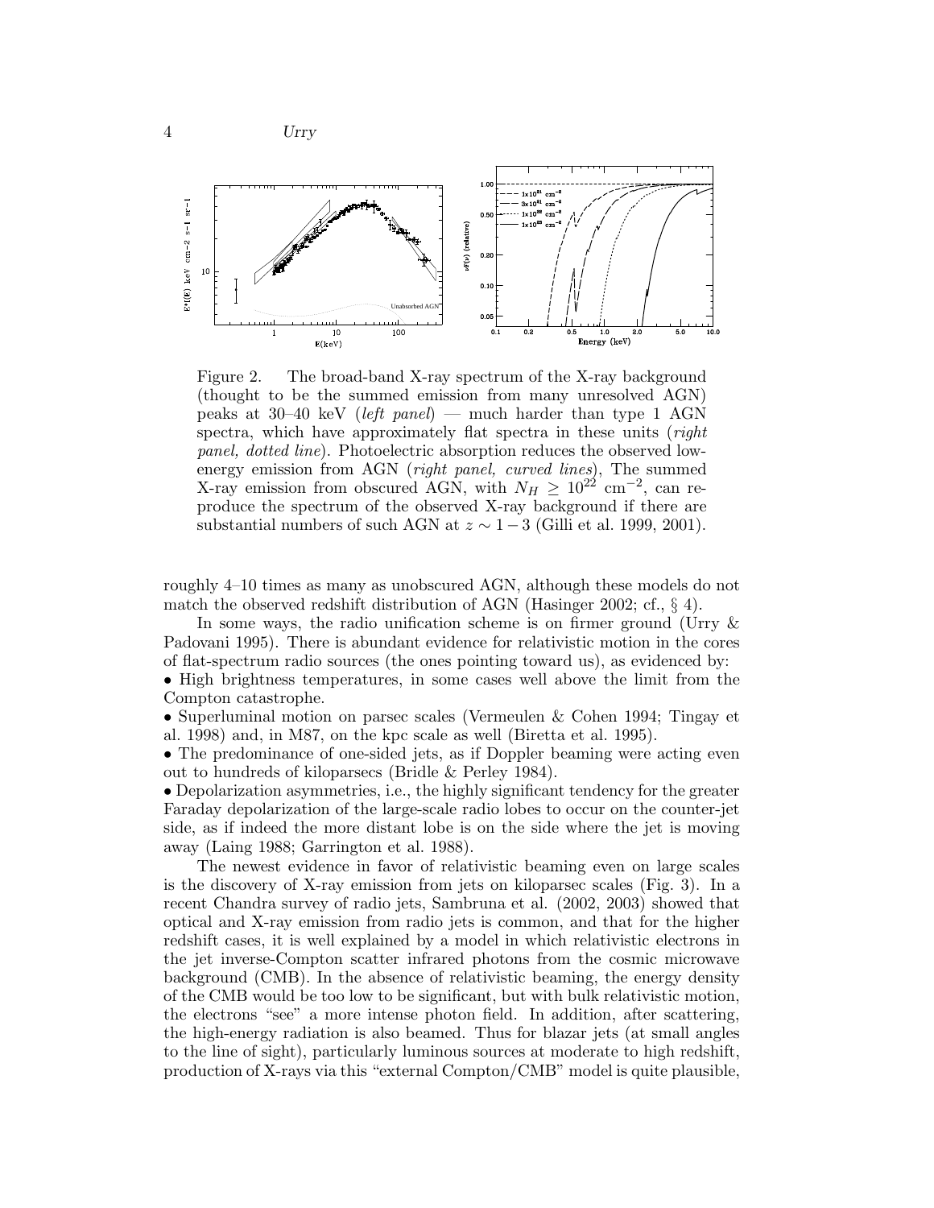Figure 2. The broad-band X-ray spectrum of the X-ray background (thought to be the summed emission from many unresolved AGN) peaks at 30–40 keV (*left panel*) — much harder than type 1 AGN spectra, which have approximately flat spectra in these units (*right panel, dotted line*). Photoelectric absorption reduces the observed low-energy emission from AGN (*right panel, curved lines*), The summed X-ray emission from obscured AGN, with $N_H \geq 10^{22}$ cm$^{-2}$, can reproduce the spectrum of the observed X-ray background if there are substantial numbers of such AGN at $z \sim 1-3$ (Gilli et al. 1999, 2001).

roughly 4–10 times as many as unobscured AGN, although these models do not match the observed redshift distribution of AGN (Hasinger 2002; cf., § 4).

In some ways, the radio unification scheme is on firmer ground (Urry & Padovani 1995). There is abundant evidence for relativistic motion in the cores of flat-spectrum radio sources (the ones pointing toward us), as evidenced by:

- High brightness temperatures, in some cases well above the limit from the Compton catastrophe.
- Superluminal motion on parsec scales (Vermeulen & Cohen 1994; Tingay et al. 1998) and, in M87, on the kpc scale as well (Biretta et al. 1995).
- The predominance of one-sided jets, as if Doppler beaming were acting even out to hundreds of kiloparsecs (Bridle & Perley 1984).
- Depolarization asymmetries, i.e., the highly significant tendency for the greater Faraday depolarization of the large-scale radio lobes to occur on the counter-jet side, as if indeed the more distant lobe is on the side where the jet is moving away (Laing 1988; Garrington et al. 1988).

The newest evidence in favor of relativistic beaming even on large scales is the discovery of X-ray emission from jets on kiloparsec scales (Fig. 3). In a recent Chandra survey of radio jets, Sambruna et al. (2002, 2003) showed that optical and X-ray emission from radio jets is common, and that for the higher redshift cases, it is well explained by a model in which relativistic electrons in the jet inverse-Compton scatter infrared photons from the cosmic microwave background (CMB). In the absence of relativistic beaming, the energy density of the CMB would be too low to be significant, but with bulk relativistic motion, the electrons "see" a more intense photon field. In addition, after scattering, the high-energy radiation is also beamed. Thus for blazar jets (at small angles to the line of sight), particularly luminous sources at moderate to high redshift, production of X-rays via this "external Compton/CMB" model is quite plausible,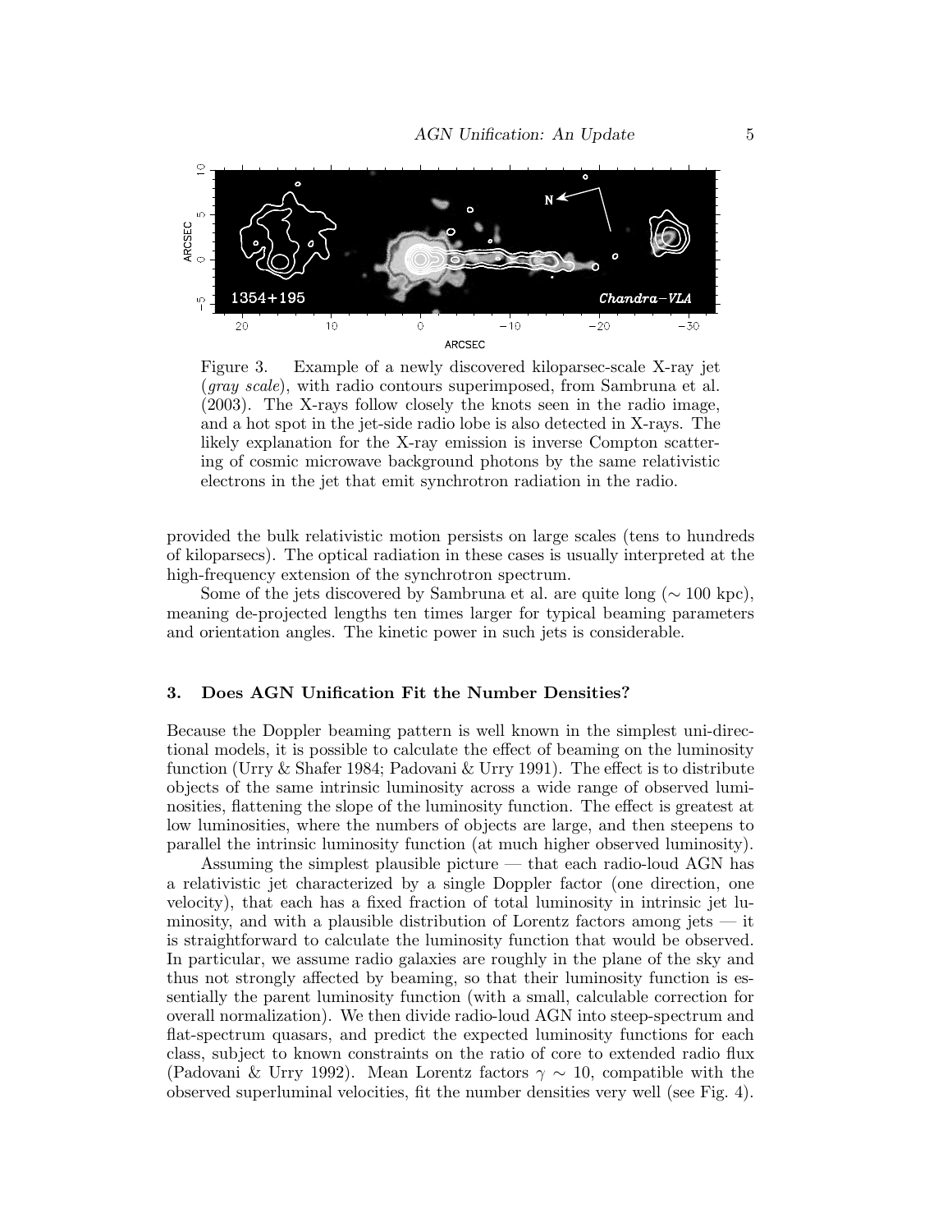Figure 3. Example of a newly discovered kiloparsec-scale X-ray jet (*gray scale*), with radio contours superimposed, from Sambruna et al. (2003). The X-rays follow closely the knots seen in the radio image, and a hot spot in the jet-side radio lobe is also detected in X-rays. The likely explanation for the X-ray emission is inverse Compton scattering of cosmic microwave background photons by the same relativistic electrons in the jet that emit synchrotron radiation in the radio.

provided the bulk relativistic motion persists on large scales (tens to hundreds of kiloparsecs). The optical radiation in these cases is usually interpreted at the high-frequency extension of the synchrotron spectrum.

Some of the jets discovered by Sambruna et al. are quite long ($\sim 100$ kpc), meaning de-projected lengths ten times larger for typical beaming parameters and orientation angles. The kinetic power in such jets is considerable.

## 3. Does AGN Unification Fit the Number Densities?

Because the Doppler beaming pattern is well known in the simplest uni-directional models, it is possible to calculate the effect of beaming on the luminosity function (Urry & Shafer 1984; Padovani & Urry 1991). The effect is to distribute objects of the same intrinsic luminosity across a wide range of observed luminosities, flattening the slope of the luminosity function. The effect is greatest at low luminosities, where the numbers of objects are large, and then steepens to parallel the intrinsic luminosity function (at much higher observed luminosity).

Assuming the simplest plausible picture — that each radio-loud AGN has a relativistic jet characterized by a single Doppler factor (one direction, one velocity), that each has a fixed fraction of total luminosity in intrinsic jet luminosity, and with a plausible distribution of Lorentz factors among jets — it is straightforward to calculate the luminosity function that would be observed. In particular, we assume radio galaxies are roughly in the plane of the sky and thus not strongly affected by beaming, so that their luminosity function is essentially the parent luminosity function (with a small, calculable correction for overall normalization). We then divide radio-loud AGN into steep-spectrum and flat-spectrum quasars, and predict the expected luminosity functions for each class, subject to known constraints on the ratio of core to extended radio flux (Padovani & Urry 1992). Mean Lorentz factors $\gamma \sim 10$, compatible with the observed superluminal velocities, fit the number densities very well (see Fig. 4).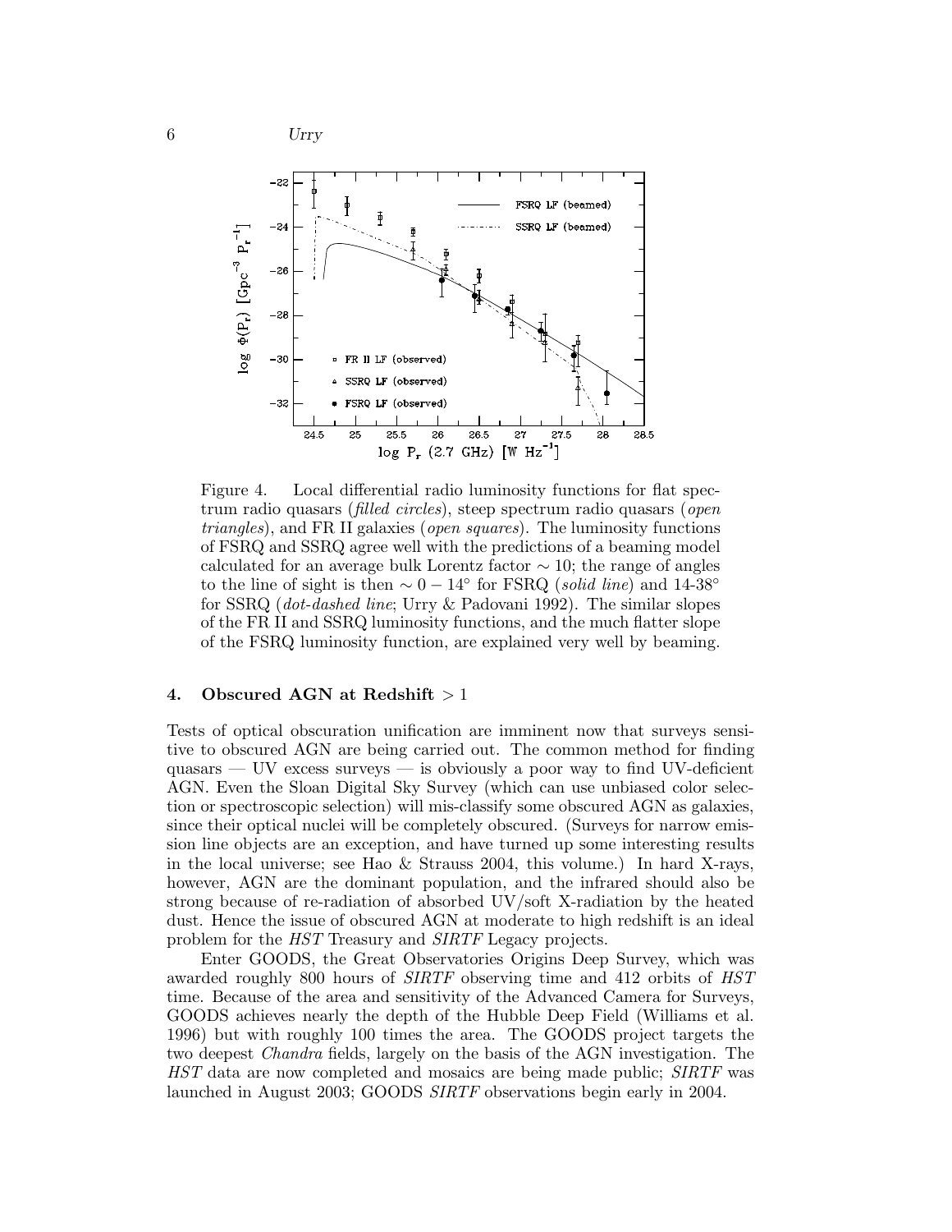Figure 4. Local differential radio luminosity functions for flat spectrum radio quasars (*filled circles*), steep spectrum radio quasars (*open triangles*), and FR II galaxies (*open squares*). The luminosity functions of FSRQ and SSRQ agree well with the predictions of a beaming model calculated for an average bulk Lorentz factor $\sim 10$; the range of angles to the line of sight is then $\sim 0-14^\circ$ for FSRQ (*solid line*) and 14-38$^\circ$ for SSRQ (*dot-dashed line*; Urry & Padovani 1992). The similar slopes of the FR II and SSRQ luminosity functions, and the much flatter slope of the FSRQ luminosity function, are explained very well by beaming.

## 4. Obscured AGN at Redshift $> 1$

Tests of optical obscuration unification are imminent now that surveys sensitive to obscured AGN are being carried out. The common method for finding quasars — UV excess surveys — is obviously a poor way to find UV-deficient AGN. Even the Sloan Digital Sky Survey (which can use unbiased color selection or spectroscopic selection) will mis-classify some obscured AGN as galaxies, since their optical nuclei will be completely obscured. (Surveys for narrow emission line objects are an exception, and have turned up some interesting results in the local universe; see Hao & Strauss 2004, this volume.) In hard X-rays, however, AGN are the dominant population, and the infrared should also be strong because of re-radiation of absorbed UV/soft X-radiation by the heated dust. Hence the issue of obscured AGN at moderate to high redshift is an ideal problem for the *HST* Treasury and *SIRTF* Legacy projects.

Enter GOODS, the Great Observatories Origins Deep Survey, which was awarded roughly 800 hours of *SIRTF* observing time and 412 orbits of *HST* time. Because of the area and sensitivity of the Advanced Camera for Surveys, GOODS achieves nearly the depth of the Hubble Deep Field (Williams et al. 1996) but with roughly 100 times the area. The GOODS project targets the two deepest *Chandra* fields, largely on the basis of the AGN investigation. The *HST* data are now completed and mosaics are being made public; *SIRTF* was launched in August 2003; GOODS *SIRTF* observations begin early in 2004.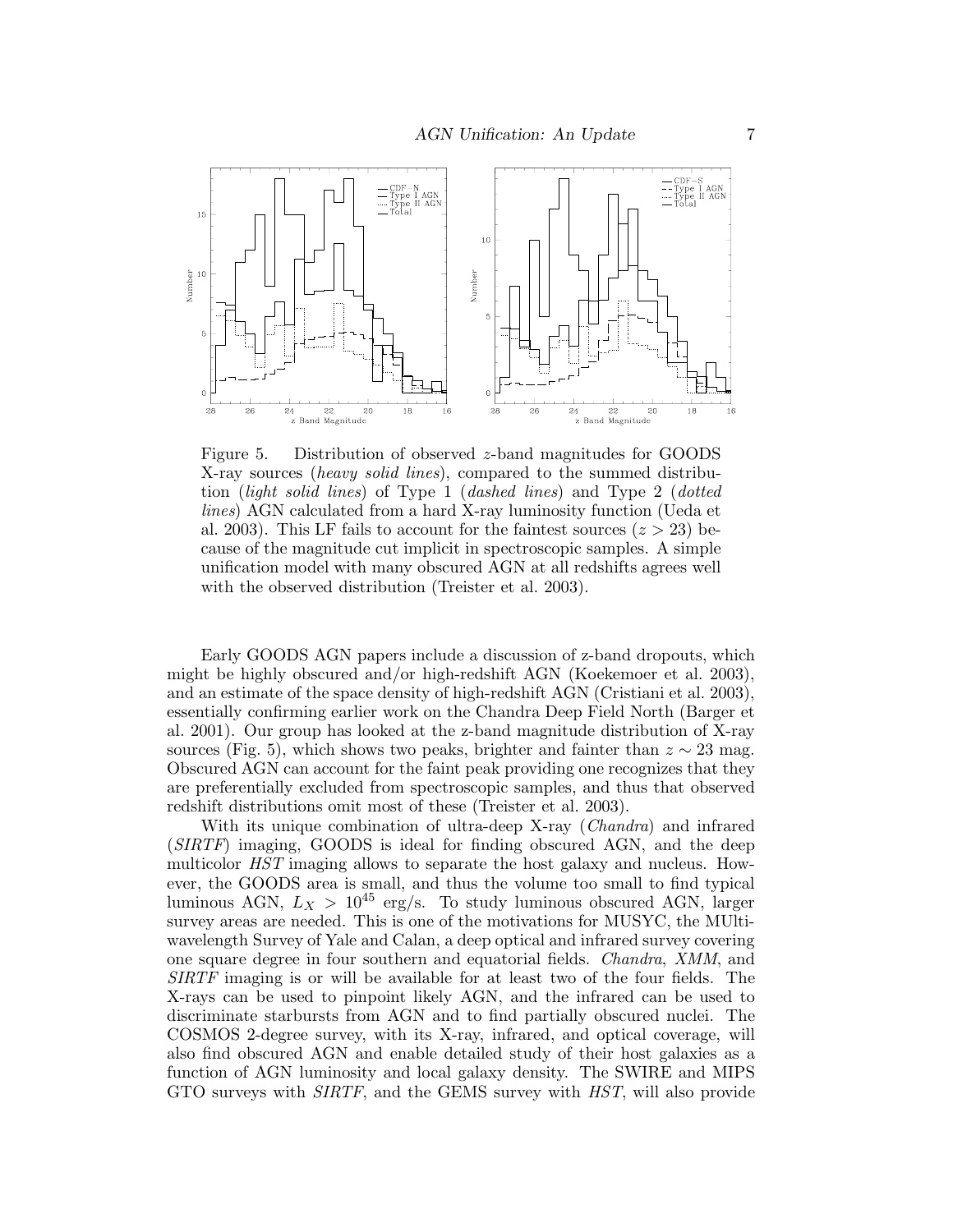Figure 5. Distribution of observed $z$-band magnitudes for GOODS X-ray sources (*heavy solid lines*), compared to the summed distribution (*light solid lines*) of Type 1 (*dashed lines*) and Type 2 (*dotted lines*) AGN calculated from a hard X-ray luminosity function (Ueda et al. 2003). This LF fails to account for the faintest sources ($z > 23$) because of the magnitude cut implicit in spectroscopic samples. A simple unification model with many obscured AGN at all redshifts agrees well with the observed distribution (Treister et al. 2003).

Early GOODS AGN papers include a discussion of z-band dropouts, which might be highly obscured and/or high-redshift AGN (Koekemoer et al. 2003), and an estimate of the space density of high-redshift AGN (Cristiani et al. 2003), essentially confirming earlier work on the Chandra Deep Field North (Barger et al. 2001). Our group has looked at the z-band magnitude distribution of X-ray sources (Fig. 5), which shows two peaks, brighter and fainter than $z \sim 23$ mag. Obscured AGN can account for the faint peak providing one recognizes that they are preferentially excluded from spectroscopic samples, and thus that observed redshift distributions omit most of these (Treister et al. 2003).

With its unique combination of ultra-deep X-ray (*Chandra*) and infrared (*SIRTF*) imaging, GOODS is ideal for finding obscured AGN, and the deep multicolor *HST* imaging allows to separate the host galaxy and nucleus. However, the GOODS area is small, and thus the volume too small to find typical luminous AGN, $L_X > 10^{45}$ erg/s. To study luminous obscured AGN, larger survey areas are needed. This is one of the motivations for MUSYC, the MUltiwavelength Survey of Yale and Calan, a deep optical and infrared survey covering one square degree in four southern and equatorial fields. *Chandra*, *XMM*, and *SIRTF* imaging is or will be available for at least two of the four fields. The X-rays can be used to pinpoint likely AGN, and the infrared can be used to discriminate starbursts from AGN and to find partially obscured nuclei. The COSMOS 2-degree survey, with its X-ray, infrared, and optical coverage, will also find obscured AGN and enable detailed study of their host galaxies as a function of AGN luminosity and local galaxy density. The SWIRE and MIPS GTO surveys with *SIRTF*, and the GEMS survey with *HST*, will also provide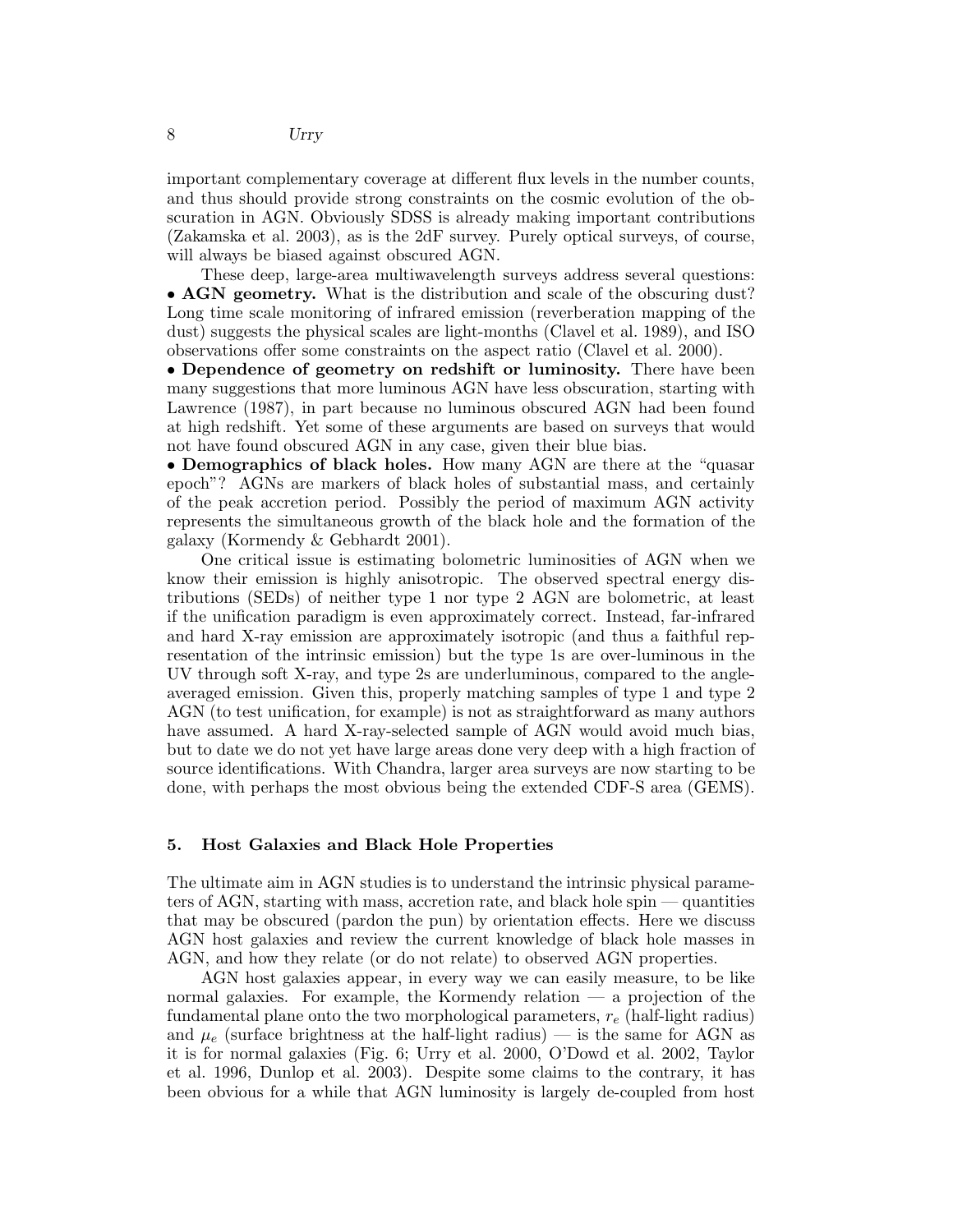important complementary coverage at different flux levels in the number counts, and thus should provide strong constraints on the cosmic evolution of the obscuration in AGN. Obviously SDSS is already making important contributions (Zakamska et al. 2003), as is the 2dF survey. Purely optical surveys, of course, will always be biased against obscured AGN.

These deep, large-area multiwavelength surveys address several questions:

- **AGN geometry.** What is the distribution and scale of the obscuring dust? Long time scale monitoring of infrared emission (reverberation mapping of the dust) suggests the physical scales are light-months (Clavel et al. 1989), and ISO observations offer some constraints on the aspect ratio (Clavel et al. 2000).
- **Dependence of geometry on redshift or luminosity.** There have been many suggestions that more luminous AGN have less obscuration, starting with Lawrence (1987), in part because no luminous obscured AGN had been found at high redshift. Yet some of these arguments are based on surveys that would not have found obscured AGN in any case, given their blue bias.
- **Demographics of black holes.** How many AGN are there at the "quasar epoch"? AGNs are markers of black holes of substantial mass, and certainly of the peak accretion period. Possibly the period of maximum AGN activity represents the simultaneous growth of the black hole and the formation of the galaxy (Kormendy & Gebhardt 2001).

One critical issue is estimating bolometric luminosities of AGN when we know their emission is highly anisotropic. The observed spectral energy distributions (SEDs) of neither type 1 nor type 2 AGN are bolometric, at least if the unification paradigm is even approximately correct. Instead, far-infrared and hard X-ray emission are approximately isotropic (and thus a faithful representation of the intrinsic emission) but the type 1s are over-luminous in the UV through soft X-ray, and type 2s are underluminous, compared to the angle-averaged emission. Given this, properly matching samples of type 1 and type 2 AGN (to test unification, for example) is not as straightforward as many authors have assumed. A hard X-ray-selected sample of AGN would avoid much bias, but to date we do not yet have large areas done very deep with a high fraction of source identifications. With Chandra, larger area surveys are now starting to be done, with perhaps the most obvious being the extended CDF-S area (GEMS).

## 5. Host Galaxies and Black Hole Properties

The ultimate aim in AGN studies is to understand the intrinsic physical parameters of AGN, starting with mass, accretion rate, and black hole spin — quantities that may be obscured (pardon the pun) by orientation effects. Here we discuss AGN host galaxies and review the current knowledge of black hole masses in AGN, and how they relate (or do not relate) to observed AGN properties.

AGN host galaxies appear, in every way we can easily measure, to be like normal galaxies. For example, the Kormendy relation — a projection of the fundamental plane onto the two morphological parameters, $r_e$ (half-light radius) and $\mu_e$ (surface brightness at the half-light radius) — is the same for AGN as it is for normal galaxies (Fig. 6; Urry et al. 2000, O'Dowd et al. 2002, Taylor et al. 1996, Dunlop et al. 2003). Despite some claims to the contrary, it has been obvious for a while that AGN luminosity is largely de-coupled from host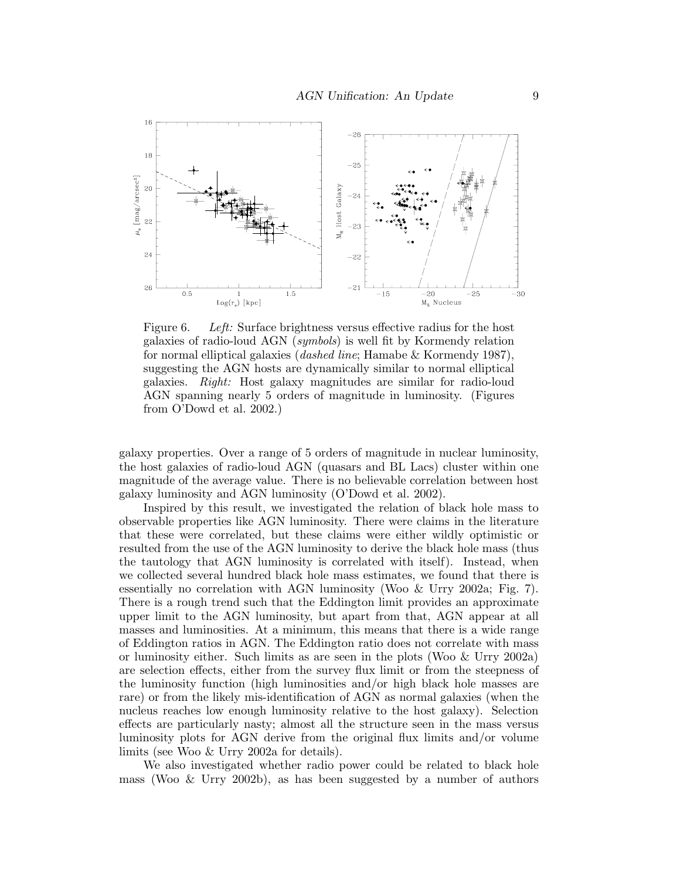Figure 6. *Left:* Surface brightness versus effective radius for the host galaxies of radio-loud AGN (*symbols*) is well fit by Kormendy relation for normal elliptical galaxies (*dashed line*; Hamabe & Kormendy 1987), suggesting the AGN hosts are dynamically similar to normal elliptical galaxies. *Right:* Host galaxy magnitudes are similar for radio-loud AGN spanning nearly 5 orders of magnitude in luminosity. (Figures from O'Dowd et al. 2002.)

galaxy properties. Over a range of 5 orders of magnitude in nuclear luminosity, the host galaxies of radio-loud AGN (quasars and BL Lacs) cluster within one magnitude of the average value. There is no believable correlation between host galaxy luminosity and AGN luminosity (O'Dowd et al. 2002).

Inspired by this result, we investigated the relation of black hole mass to observable properties like AGN luminosity. There were claims in the literature that these were correlated, but these claims were either wildly optimistic or resulted from the use of the AGN luminosity to derive the black hole mass (thus the tautology that AGN luminosity is correlated with itself). Instead, when we collected several hundred black hole mass estimates, we found that there is essentially no correlation with AGN luminosity (Woo & Urry 2002a; Fig. 7). There is a rough trend such that the Eddington limit provides an approximate upper limit to the AGN luminosity, but apart from that, AGN appear at all masses and luminosities. At a minimum, this means that there is a wide range of Eddington ratios in AGN. The Eddington ratio does not correlate with mass or luminosity either. Such limits as are seen in the plots (Woo & Urry 2002a) are selection effects, either from the survey flux limit or from the steepness of the luminosity function (high luminosities and/or high black hole masses are rare) or from the likely mis-identification of AGN as normal galaxies (when the nucleus reaches low enough luminosity relative to the host galaxy). Selection effects are particularly nasty; almost all the structure seen in the mass versus luminosity plots for AGN derive from the original flux limits and/or volume limits (see Woo & Urry 2002a for details).

We also investigated whether radio power could be related to black hole mass (Woo & Urry 2002b), as has been suggested by a number of authors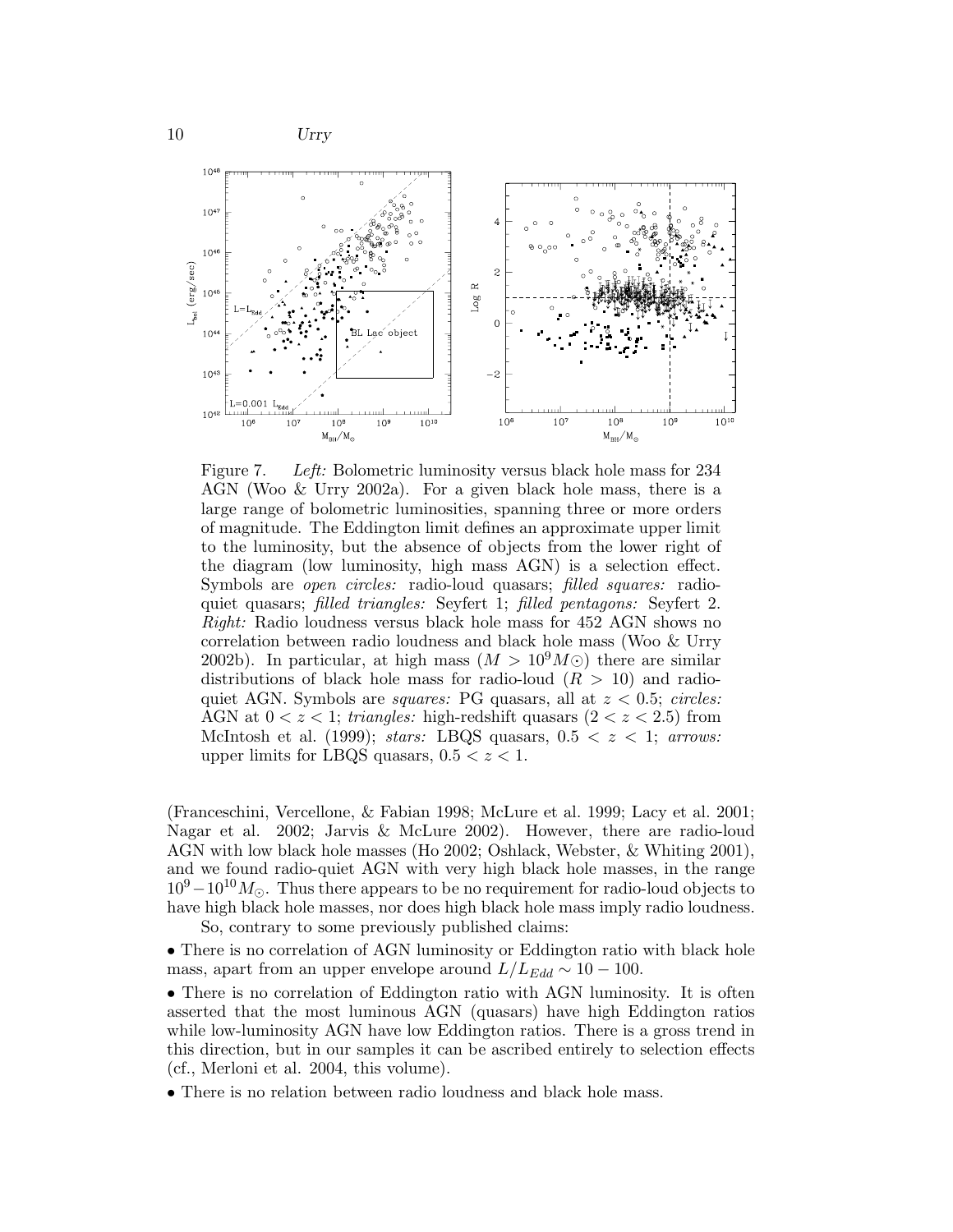Figure 7. *Left:* Bolometric luminosity versus black hole mass for 234 AGN (Woo & Urry 2002a). For a given black hole mass, there is a large range of bolometric luminosities, spanning three or more orders of magnitude. The Eddington limit defines an approximate upper limit to the luminosity, but the absence of objects from the lower right of the diagram (low luminosity, high mass AGN) is a selection effect. Symbols are *open circles:* radio-loud quasars; *filled squares:* radio-quiet quasars; *filled triangles:* Seyfert 1; *filled pentagons:* Seyfert 2. *Right:* Radio loudness versus black hole mass for 452 AGN shows no correlation between radio loudness and black hole mass (Woo & Urry 2002b). In particular, at high mass ($M > 10^9 M\odot$) there are similar distributions of black hole mass for radio-loud ($R > 10$) and radio-quiet AGN. Symbols are *squares:* PG quasars, all at $z < 0.5$; *circles:* AGN at $0 < z < 1$; *triangles:* high-redshift quasars ($2 < z < 2.5$) from McIntosh et al. (1999); *stars:* LBQS quasars, $0.5 < z < 1$; *arrows:* upper limits for LBQS quasars, $0.5 < z < 1$.

(Franceschini, Vercellone, & Fabian 1998; McLure et al. 1999; Lacy et al. 2001; Nagar et al. 2002; Jarvis & McLure 2002). However, there are radio-loud AGN with low black hole masses (Ho 2002; Oshlack, Webster, & Whiting 2001), and we found radio-quiet AGN with very high black hole masses, in the range $10^9 - 10^{10} M_\odot$. Thus there appears to be no requirement for radio-loud objects to have high black hole masses, nor does high black hole mass imply radio loudness.

So, contrary to some previously published claims:

- There is no correlation of AGN luminosity or Eddington ratio with black hole mass, apart from an upper envelope around $L/L_{Edd} \sim 10 - 100$.
- There is no correlation of Eddington ratio with AGN luminosity. It is often asserted that the most luminous AGN (quasars) have high Eddington ratios while low-luminosity AGN have low Eddington ratios. There is a gross trend in this direction, but in our samples it can be ascribed entirely to selection effects (cf., Merloni et al. 2004, this volume).
- There is no relation between radio loudness and black hole mass.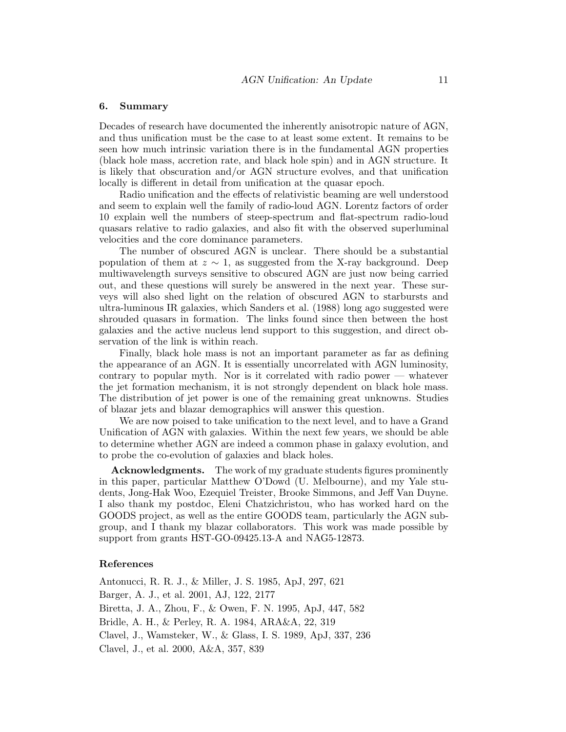## 6. Summary

Decades of research have documented the inherently anisotropic nature of AGN, and thus unification must be the case to at least some extent. It remains to be seen how much intrinsic variation there is in the fundamental AGN properties (black hole mass, accretion rate, and black hole spin) and in AGN structure. It is likely that obscuration and/or AGN structure evolves, and that unification locally is different in detail from unification at the quasar epoch.

Radio unification and the effects of relativistic beaming are well understood and seem to explain well the family of radio-loud AGN. Lorentz factors of order 10 explain well the numbers of steep-spectrum and flat-spectrum radio-loud quasars relative to radio galaxies, and also fit with the observed superluminal velocities and the core dominance parameters.

The number of obscured AGN is unclear. There should be a substantial population of them at $z \sim 1$, as suggested from the X-ray background. Deep multiwavelength surveys sensitive to obscured AGN are just now being carried out, and these questions will surely be answered in the next year. These surveys will also shed light on the relation of obscured AGN to starbursts and ultra-luminous IR galaxies, which Sanders et al. (1988) long ago suggested were shrouded quasars in formation. The links found since then between the host galaxies and the active nucleus lend support to this suggestion, and direct observation of the link is within reach.

Finally, black hole mass is not an important parameter as far as defining the appearance of an AGN. It is essentially uncorrelated with AGN luminosity, contrary to popular myth. Nor is it correlated with radio power — whatever the jet formation mechanism, it is not strongly dependent on black hole mass. The distribution of jet power is one of the remaining great unknowns. Studies of blazar jets and blazar demographics will answer this question.

We are now poised to take unification to the next level, and to have a Grand Unification of AGN with galaxies. Within the next few years, we should be able to determine whether AGN are indeed a common phase in galaxy evolution, and to probe the co-evolution of galaxies and black holes.

**Acknowledgments.** The work of my graduate students figures prominently in this paper, particular Matthew O'Dowd (U. Melbourne), and my Yale students, Jong-Hak Woo, Ezequiel Treister, Brooke Simmons, and Jeff Van Duyne. I also thank my postdoc, Eleni Chatzichristou, who has worked hard on the GOODS project, as well as the entire GOODS team, particularly the AGN subgroup, and I thank my blazar collaborators. This work was made possible by support from grants HST-GO-09425.13-A and NAG5-12873.

## References

Antonucci, R. R. J., & Miller, J. S. 1985, ApJ, 297, 621

Barger, A. J., et al. 2001, AJ, 122, 2177

Biretta, J. A., Zhou, F., & Owen, F. N. 1995, ApJ, 447, 582

Bridle, A. H., & Perley, R. A. 1984, ARA&A, 22, 319

Clavel, J., Wamsteker, W., & Glass, I. S. 1989, ApJ, 337, 236

Clavel, J., et al. 2000, A&A, 357, 839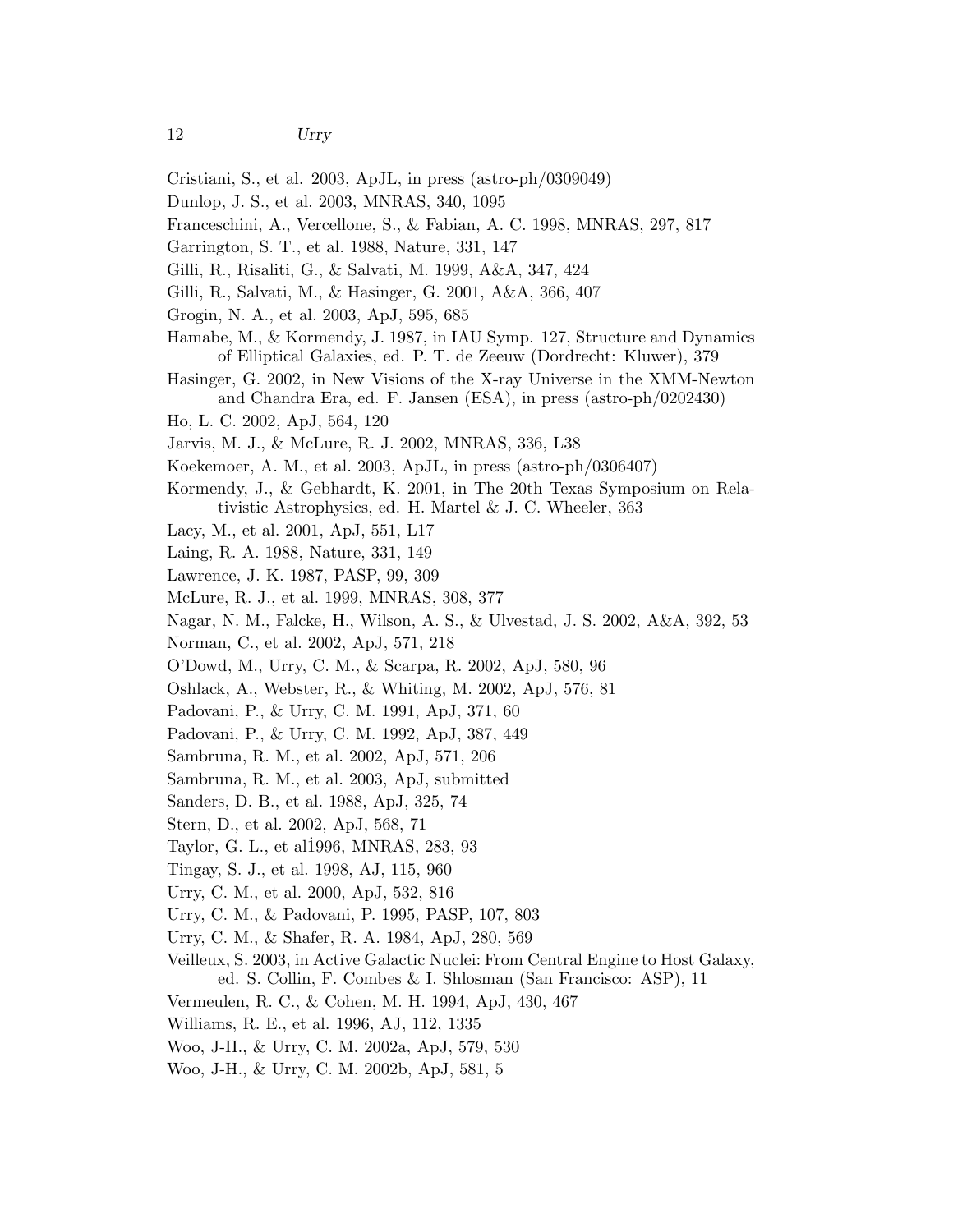Cristiani, S., et al. 2003, ApJL, in press (astro-ph/0309049)

Dunlop, J. S., et al. 2003, MNRAS, 340, 1095

Franceschini, A., Vercellone, S., & Fabian, A. C. 1998, MNRAS, 297, 817

Garrington, S. T., et al. 1988, Nature, 331, 147

Gilli, R., Risaliti, G., & Salvati, M. 1999, A&A, 347, 424

Gilli, R., Salvati, M., & Hasinger, G. 2001, A&A, 366, 407

Grogin, N. A., et al. 2003, ApJ, 595, 685

Hamabe, M., & Kormendy, J. 1987, in IAU Symp. 127, Structure and Dynamics of Elliptical Galaxies, ed. P. T. de Zeeuw (Dordrecht: Kluwer), 379

Hasinger, G. 2002, in New Visions of the X-ray Universe in the XMM-Newton and Chandra Era, ed. F. Jansen (ESA), in press (astro-ph/0202430)

Ho, L. C. 2002, ApJ, 564, 120

Jarvis, M. J., & McLure, R. J. 2002, MNRAS, 336, L38

Koekemoer, A. M., et al. 2003, ApJL, in press (astro-ph/0306407)

Kormendy, J., & Gebhardt, K. 2001, in The 20th Texas Symposium on Relativistic Astrophysics, ed. H. Martel & J. C. Wheeler, 363

Lacy, M., et al. 2001, ApJ, 551, L17

Laing, R. A. 1988, Nature, 331, 149

Lawrence, J. K. 1987, PASP, 99, 309

McLure, R. J., et al. 1999, MNRAS, 308, 377

Nagar, N. M., Falcke, H., Wilson, A. S., & Ulvestad, J. S. 2002, A&A, 392, 53

Norman, C., et al. 2002, ApJ, 571, 218

O'Dowd, M., Urry, C. M., & Scarpa, R. 2002, ApJ, 580, 96

Oshlack, A., Webster, R., & Whiting, M. 2002, ApJ, 576, 81

Padovani, P., & Urry, C. M. 1991, ApJ, 371, 60

Padovani, P., & Urry, C. M. 1992, ApJ, 387, 449

Sambruna, R. M., et al. 2002, ApJ, 571, 206

Sambruna, R. M., et al. 2003, ApJ, submitted

Sanders, D. B., et al. 1988, ApJ, 325, 74

Stern, D., et al. 2002, ApJ, 568, 71

Taylor, G. L., et al 1996, MNRAS, 283, 93

Tingay, S. J., et al. 1998, AJ, 115, 960

Urry, C. M., et al. 2000, ApJ, 532, 816

Urry, C. M., & Padovani, P. 1995, PASP, 107, 803

Urry, C. M., & Shafer, R. A. 1984, ApJ, 280, 569

Veilleux, S. 2003, in Active Galactic Nuclei: From Central Engine to Host Galaxy, ed. S. Collin, F. Combes & I. Shlosman (San Francisco: ASP), 11

Vermeulen, R. C., & Cohen, M. H. 1994, ApJ, 430, 467

Williams, R. E., et al. 1996, AJ, 112, 1335

Woo, J-H., & Urry, C. M. 2002a, ApJ, 579, 530

Woo, J-H., & Urry, C. M. 2002b, ApJ, 581, 5